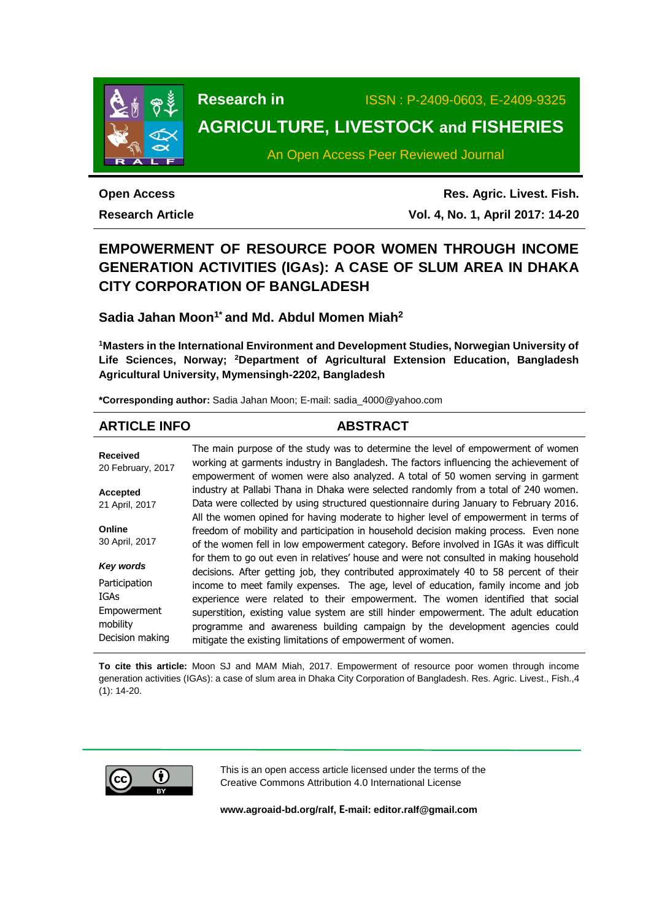**Research in**

ISSN : P-2409-0603, E-2409-9325

**AGRICULTURE, LIVESTOCK and FISHERIES**

An Open Access Peer Reviewed Journal

**Open Access**

**Research Article**

**Res. Agric. Livest. Fish.**

**Vol. 4, No. 1, April 2017: 14-20**

# EMPOWERMENT OF RESOURCE POOR WOMEN THROUGH INCOME GENERATION ACTIVITIES (IGAs): A CASE OF SLUM AREA IN DHAKA CITY CORPORATION OF BANGLADESH

**Sadia Jahan Moon[1*] and Md. Abdul Momen Miah[2]**

**[1]Masters in the International Environment and Development Studies, Norwegian University of Life Sciences, Norway; [2]Department of Agricultural Extension Education, Bangladesh Agricultural University, Mymensingh-2202, Bangladesh**

**\*Corresponding author:** Sadia Jahan Moon; E-mail: sadia_4000@yahoo.com

## ARTICLE INFO

**Received**
20 February, 2017

**Accepted**
21 April, 2017

**Online**
30 April, 2017

***Key words***

Participation
IGAs
Empowerment
mobility
Decision making

## ABSTRACT

The main purpose of the study was to determine the level of empowerment of women working at garments industry in Bangladesh. The factors influencing the achievement of empowerment of women were also analyzed. A total of 50 women serving in garment industry at Pallabi Thana in Dhaka were selected randomly from a total of 240 women. Data were collected by using structured questionnaire during January to February 2016. All the women opined for having moderate to higher level of empowerment in terms of freedom of mobility and participation in household decision making process. Even none of the women fell in low empowerment category. Before involved in IGAs it was difficult for them to go out even in relatives' house and were not consulted in making household decisions. After getting job, they contributed approximately 40 to 58 percent of their income to meet family expenses. The age, level of education, family income and job experience were related to their empowerment. The women identified that social superstition, existing value system are still hinder empowerment. The adult education programme and awareness building campaign by the development agencies could mitigate the existing limitations of empowerment of women.

**To cite this article:** Moon SJ and MAM Miah, 2017. Empowerment of resource poor women through income generation activities (IGAs): a case of slum area in Dhaka City Corporation of Bangladesh. Res. Agric. Livest., Fish.,4 (1): 14-20.

This is an open access article licensed under the terms of the Creative Commons Attribution 4.0 International License

**www.agroaid-bd.org/ralf, E-mail: editor.ralf@gmail.com**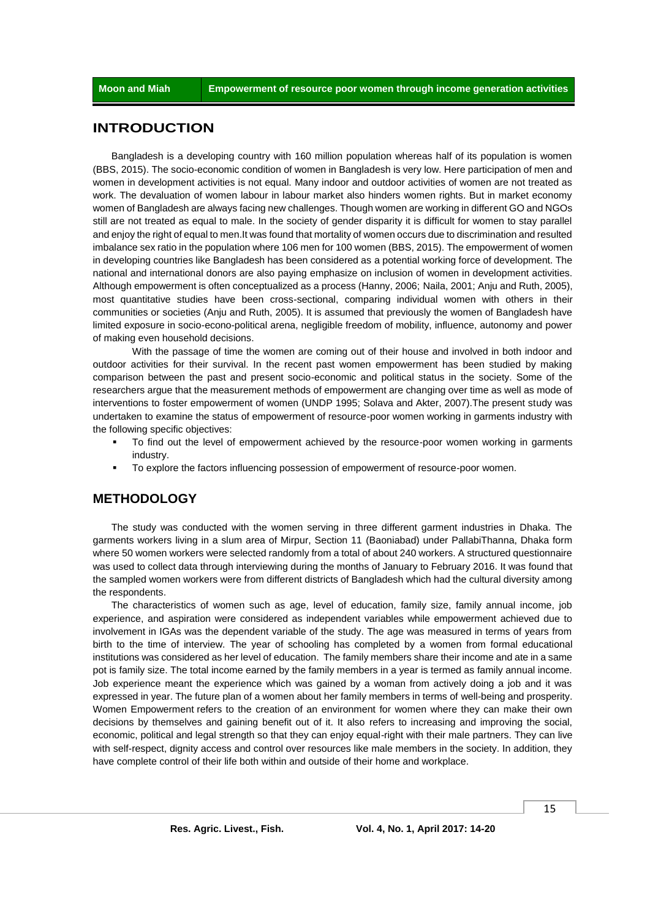## INTRODUCTION

Bangladesh is a developing country with 160 million population whereas half of its population is women (BBS, 2015). The socio-economic condition of women in Bangladesh is very low. Here participation of men and women in development activities is not equal. Many indoor and outdoor activities of women are not treated as work. The devaluation of women labour in labour market also hinders women rights. But in market economy women of Bangladesh are always facing new challenges. Though women are working in different GO and NGOs still are not treated as equal to male. In the society of gender disparity it is difficult for women to stay parallel and enjoy the right of equal to men.It was found that mortality of women occurs due to discrimination and resulted imbalance sex ratio in the population where 106 men for 100 women (BBS, 2015). The empowerment of women in developing countries like Bangladesh has been considered as a potential working force of development. The national and international donors are also paying emphasize on inclusion of women in development activities. Although empowerment is often conceptualized as a process (Hanny, 2006; Naila, 2001; Anju and Ruth, 2005), most quantitative studies have been cross-sectional, comparing individual women with others in their communities or societies (Anju and Ruth, 2005). It is assumed that previously the women of Bangladesh have limited exposure in socio-econo-political arena, negligible freedom of mobility, influence, autonomy and power of making even household decisions.

With the passage of time the women are coming out of their house and involved in both indoor and outdoor activities for their survival. In the recent past women empowerment has been studied by making comparison between the past and present socio-economic and political status in the society. Some of the researchers argue that the measurement methods of empowerment are changing over time as well as mode of interventions to foster empowerment of women (UNDP 1995; Solava and Akter, 2007).The present study was undertaken to examine the status of empowerment of resource-poor women working in garments industry with the following specific objectives:

- To find out the level of empowerment achieved by the resource-poor women working in garments industry.
- To explore the factors influencing possession of empowerment of resource-poor women.

## METHODOLOGY

The study was conducted with the women serving in three different garment industries in Dhaka. The garments workers living in a slum area of Mirpur, Section 11 (Baoniabad) under PallabiThanna, Dhaka form where 50 women workers were selected randomly from a total of about 240 workers. A structured questionnaire was used to collect data through interviewing during the months of January to February 2016. It was found that the sampled women workers were from different districts of Bangladesh which had the cultural diversity among the respondents.

The characteristics of women such as age, level of education, family size, family annual income, job experience, and aspiration were considered as independent variables while empowerment achieved due to involvement in IGAs was the dependent variable of the study. The age was measured in terms of years from birth to the time of interview. The year of schooling has completed by a women from formal educational institutions was considered as her level of education. The family members share their income and ate in a same pot is family size. The total income earned by the family members in a year is termed as family annual income. Job experience meant the experience which was gained by a woman from actively doing a job and it was expressed in year. The future plan of a women about her family members in terms of well-being and prosperity. Women Empowerment refers to the creation of an environment for women where they can make their own decisions by themselves and gaining benefit out of it. It also refers to increasing and improving the social, economic, political and legal strength so that they can enjoy equal-right with their male partners. They can live with self-respect, dignity access and control over resources like male members in the society. In addition, they have complete control of their life both within and outside of their home and workplace.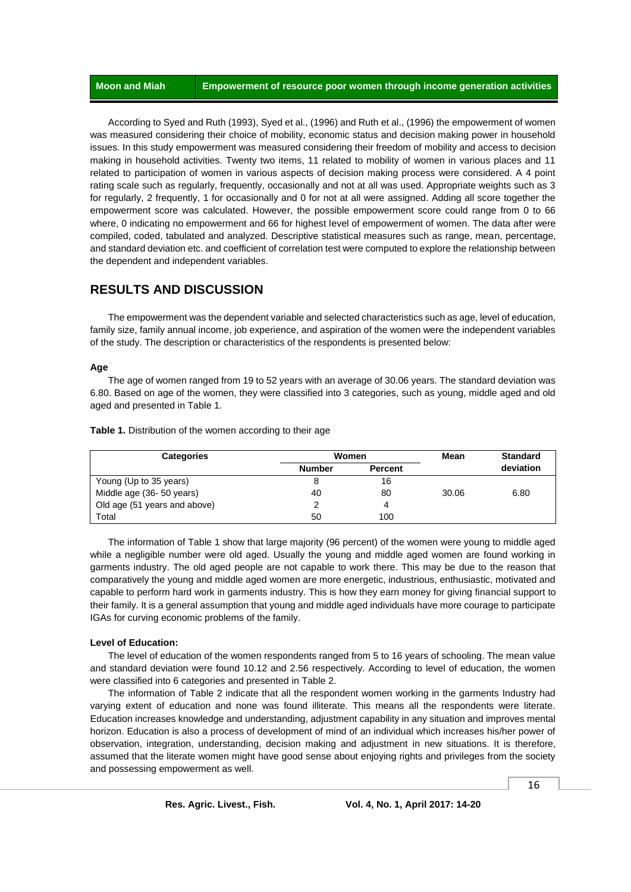According to Syed and Ruth (1993), Syed et al., (1996) and Ruth et al., (1996) the empowerment of women was measured considering their choice of mobility, economic status and decision making power in household issues. In this study empowerment was measured considering their freedom of mobility and access to decision making in household activities. Twenty two items, 11 related to mobility of women in various places and 11 related to participation of women in various aspects of decision making process were considered. A 4 point rating scale such as regularly, frequently, occasionally and not at all was used. Appropriate weights such as 3 for regularly, 2 frequently, 1 for occasionally and 0 for not at all were assigned. Adding all score together the empowerment score was calculated. However, the possible empowerment score could range from 0 to 66 where, 0 indicating no empowerment and 66 for highest level of empowerment of women. The data after were compiled, coded, tabulated and analyzed. Descriptive statistical measures such as range, mean, percentage, and standard deviation etc. and coefficient of correlation test were computed to explore the relationship between the dependent and independent variables.

## RESULTS AND DISCUSSION

The empowerment was the dependent variable and selected characteristics such as age, level of education, family size, family annual income, job experience, and aspiration of the women were the independent variables of the study. The description or characteristics of the respondents is presented below:

### Age

The age of women ranged from 19 to 52 years with an average of 30.06 years. The standard deviation was 6.80. Based on age of the women, they were classified into 3 categories, such as young, middle aged and old aged and presented in Table 1.

**Table 1.** Distribution of the women according to their age

| Categories | Women | | Mean | Standard deviation |
|---|---|---|---|---|
| | Number | Percent | | |
| Young (Up to 35 years) | 8 | 16 | | |
| Middle age (36- 50 years) | 40 | 80 | 30.06 | 6.80 |
| Old age (51 years and above) | 2 | 4 | | |
| Total | 50 | 100 | | |

The information of Table 1 show that large majority (96 percent) of the women were young to middle aged while a negligible number were old aged. Usually the young and middle aged women are found working in garments industry. The old aged people are not capable to work there. This may be due to the reason that comparatively the young and middle aged women are more energetic, industrious, enthusiastic, motivated and capable to perform hard work in garments industry. This is how they earn money for giving financial support to their family. It is a general assumption that young and middle aged individuals have more courage to participate IGAs for curving economic problems of the family.

### Level of Education:

The level of education of the women respondents ranged from 5 to 16 years of schooling. The mean value and standard deviation were found 10.12 and 2.56 respectively. According to level of education, the women were classified into 6 categories and presented in Table 2.

The information of Table 2 indicate that all the respondent women working in the garments Industry had varying extent of education and none was found illiterate. This means all the respondents were literate. Education increases knowledge and understanding, adjustment capability in any situation and improves mental horizon. Education is also a process of development of mind of an individual which increases his/her power of observation, integration, understanding, decision making and adjustment in new situations. It is therefore, assumed that the literate women might have good sense about enjoying rights and privileges from the society and possessing empowerment as well.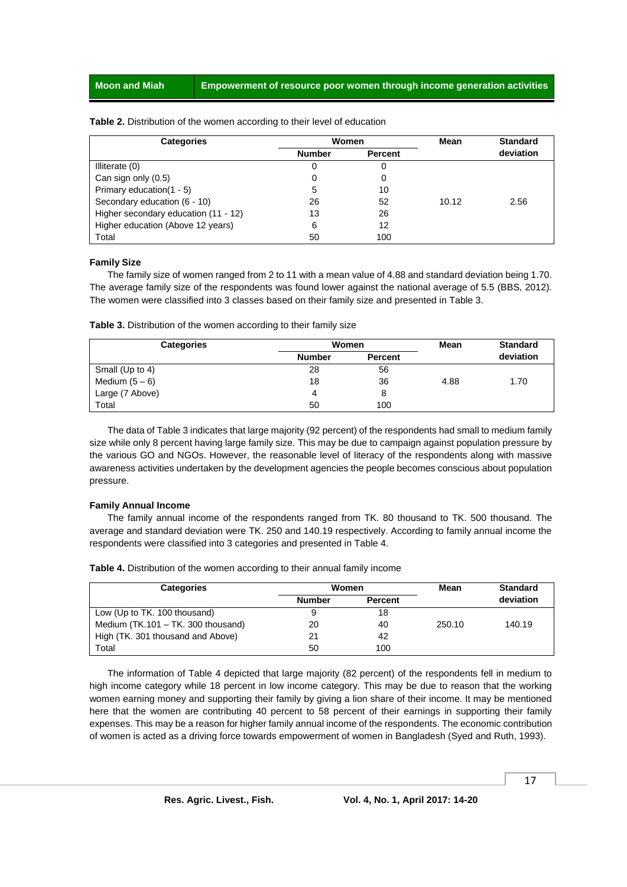**Table 2.** Distribution of the women according to their level of education

| Categories | Women | | Mean | Standard deviation |
|---|---|---|---|---|
| | Number | Percent | | |
| Illiterate (0) | 0 | 0 | | |
| Can sign only (0.5) | 0 | 0 | | |
| Primary education(1 - 5) | 5 | 10 | | |
| Secondary education (6 - 10) | 26 | 52 | 10.12 | 2.56 |
| Higher secondary education (11 - 12) | 13 | 26 | | |
| Higher education (Above 12 years) | 6 | 12 | | |
| Total | 50 | 100 | | |

#### Family Size

The family size of women ranged from 2 to 11 with a mean value of 4.88 and standard deviation being 1.70. The average family size of the respondents was found lower against the national average of 5.5 (BBS, 2012). The women were classified into 3 classes based on their family size and presented in Table 3.

**Table 3.** Distribution of the women according to their family size

| Categories | Women | | Mean | Standard deviation |
|---|---|---|---|---|
| | Number | Percent | | |
| Small (Up to 4) | 28 | 56 | | |
| Medium (5 – 6) | 18 | 36 | 4.88 | 1.70 |
| Large (7 Above) | 4 | 8 | | |
| Total | 50 | 100 | | |

The data of Table 3 indicates that large majority (92 percent) of the respondents had small to medium family size while only 8 percent having large family size. This may be due to campaign against population pressure by the various GO and NGOs. However, the reasonable level of literacy of the respondents along with massive awareness activities undertaken by the development agencies the people becomes conscious about population pressure.

#### Family Annual Income

The family annual income of the respondents ranged from TK. 80 thousand to TK. 500 thousand. The average and standard deviation were TK. 250 and 140.19 respectively. According to family annual income the respondents were classified into 3 categories and presented in Table 4.

**Table 4.** Distribution of the women according to their annual family income

| Categories | Women | | Mean | Standard deviation |
|---|---|---|---|---|
| | Number | Percent | | |
| Low (Up to TK. 100 thousand) | 9 | 18 | | |
| Medium (TK.101 – TK. 300 thousand) | 20 | 40 | 250.10 | 140.19 |
| High (TK. 301 thousand and Above) | 21 | 42 | | |
| Total | 50 | 100 | | |

The information of Table 4 depicted that large majority (82 percent) of the respondents fell in medium to high income category while 18 percent in low income category. This may be due to reason that the working women earning money and supporting their family by giving a lion share of their income. It may be mentioned here that the women are contributing 40 percent to 58 percent of their earnings in supporting their family expenses. This may be a reason for higher family annual income of the respondents. The economic contribution of women is acted as a driving force towards empowerment of women in Bangladesh (Syed and Ruth, 1993).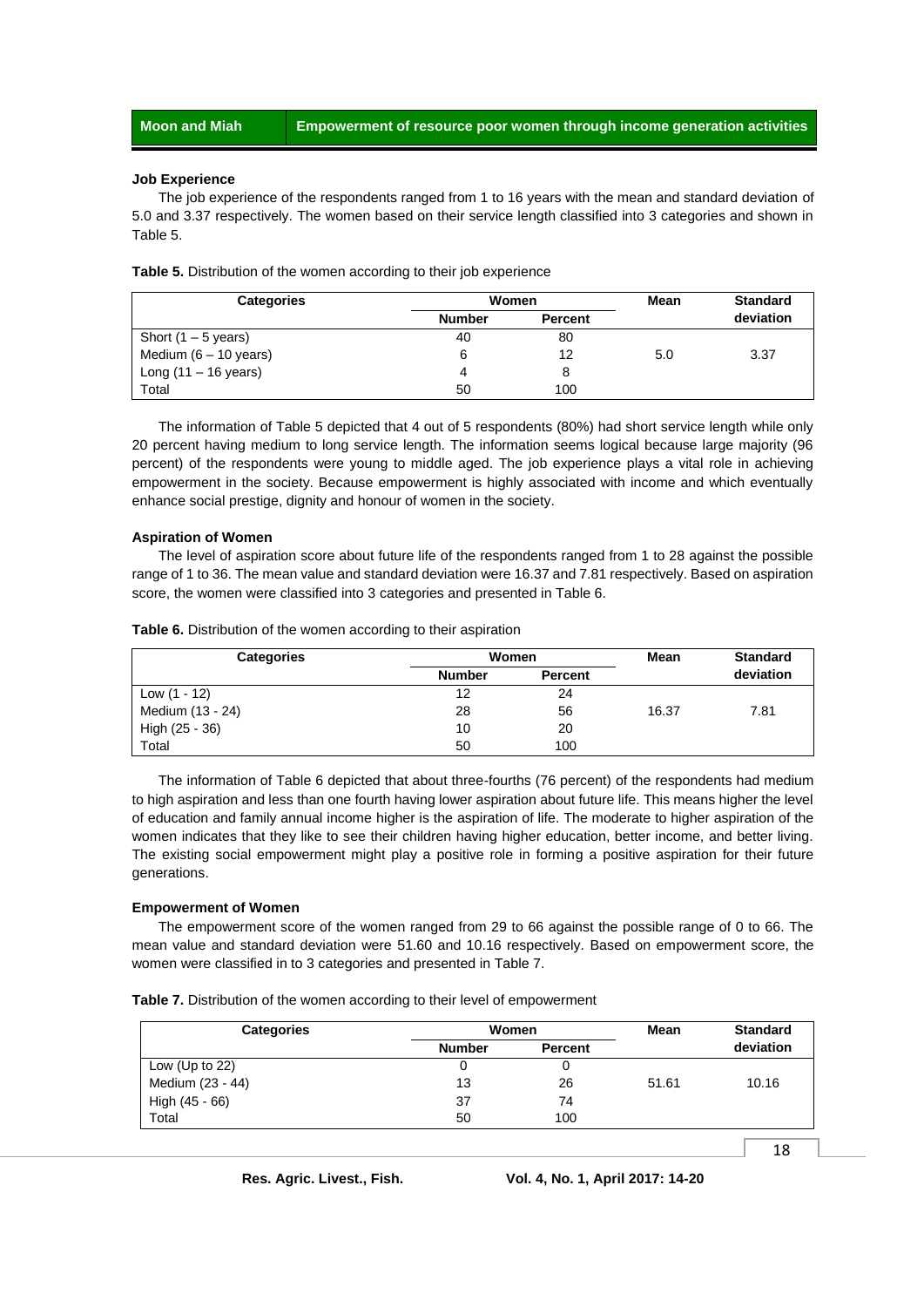### Job Experience

The job experience of the respondents ranged from 1 to 16 years with the mean and standard deviation of 5.0 and 3.37 respectively. The women based on their service length classified into 3 categories and shown in Table 5.

**Table 5.** Distribution of the women according to their job experience

| Categories | Women | | Mean | Standard deviation |
|---|---|---|---|---|
| | Number | Percent | | |
| Short (1 – 5 years) | 40 | 80 | 5.0 | 3.37 |
| Medium (6 – 10 years) | 6 | 12 | | |
| Long (11 – 16 years) | 4 | 8 | | |
| Total | 50 | 100 | | |

The information of Table 5 depicted that 4 out of 5 respondents (80%) had short service length while only 20 percent having medium to long service length. The information seems logical because large majority (96 percent) of the respondents were young to middle aged. The job experience plays a vital role in achieving empowerment in the society. Because empowerment is highly associated with income and which eventually enhance social prestige, dignity and honour of women in the society.

### Aspiration of Women

The level of aspiration score about future life of the respondents ranged from 1 to 28 against the possible range of 1 to 36. The mean value and standard deviation were 16.37 and 7.81 respectively. Based on aspiration score, the women were classified into 3 categories and presented in Table 6.

**Table 6.** Distribution of the women according to their aspiration

| Categories | Women | | Mean | Standard deviation |
|---|---|---|---|---|
| | Number | Percent | | |
| Low (1 - 12) | 12 | 24 | 16.37 | 7.81 |
| Medium (13 - 24) | 28 | 56 | | |
| High (25 - 36) | 10 | 20 | | |
| Total | 50 | 100 | | |

The information of Table 6 depicted that about three-fourths (76 percent) of the respondents had medium to high aspiration and less than one fourth having lower aspiration about future life. This means higher the level of education and family annual income higher is the aspiration of life. The moderate to higher aspiration of the women indicates that they like to see their children having higher education, better income, and better living. The existing social empowerment might play a positive role in forming a positive aspiration for their future generations.

### Empowerment of Women

The empowerment score of the women ranged from 29 to 66 against the possible range of 0 to 66. The mean value and standard deviation were 51.60 and 10.16 respectively. Based on empowerment score, the women were classified in to 3 categories and presented in Table 7.

**Table 7.** Distribution of the women according to their level of empowerment

| Categories | Women | | Mean | Standard deviation |
|---|---|---|---|---|
| | Number | Percent | | |
| Low (Up to 22) | 0 | 0 | 51.61 | 10.16 |
| Medium (23 - 44) | 13 | 26 | | |
| High (45 - 66) | 37 | 74 | | |
| Total | 50 | 100 | | |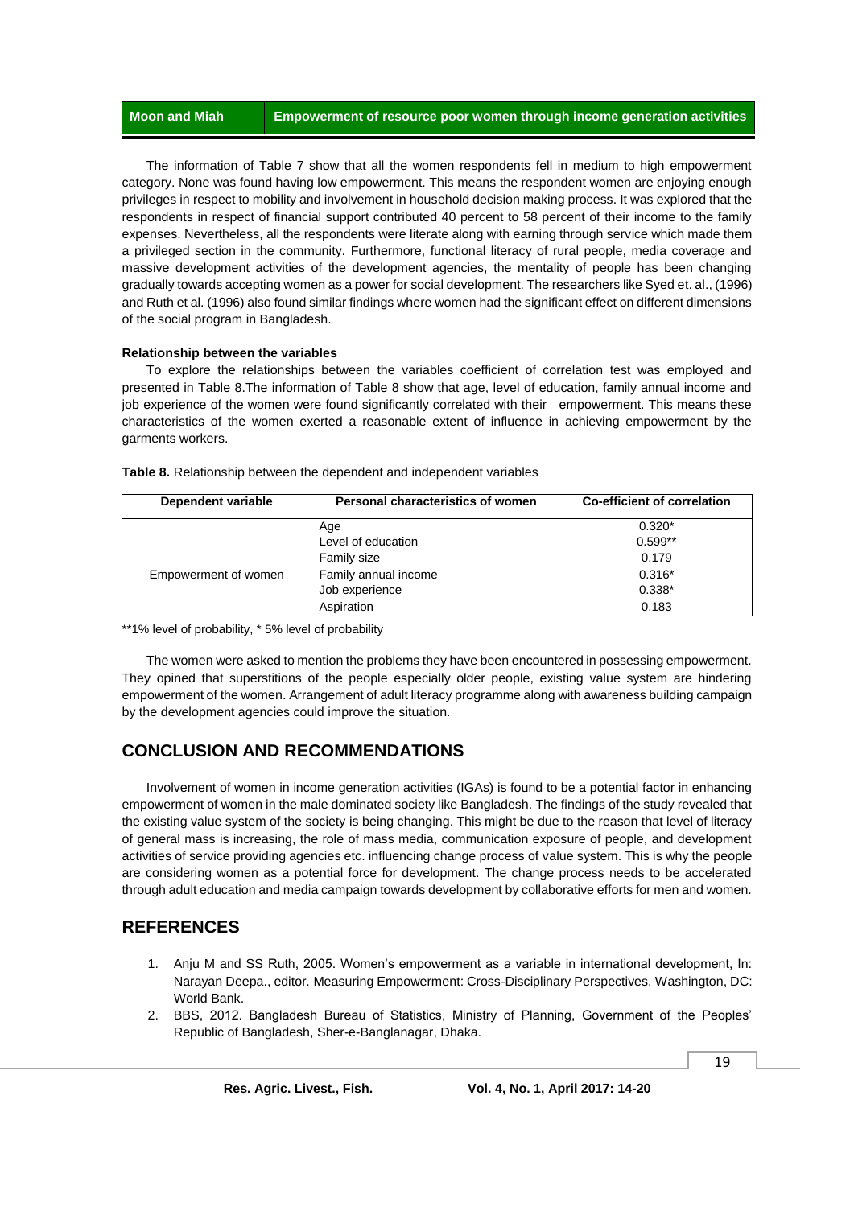The information of Table 7 show that all the women respondents fell in medium to high empowerment category. None was found having low empowerment. This means the respondent women are enjoying enough privileges in respect to mobility and involvement in household decision making process. It was explored that the respondents in respect of financial support contributed 40 percent to 58 percent of their income to the family expenses. Nevertheless, all the respondents were literate along with earning through service which made them a privileged section in the community. Furthermore, functional literacy of rural people, media coverage and massive development activities of the development agencies, the mentality of people has been changing gradually towards accepting women as a power for social development. The researchers like Syed et. al., (1996) and Ruth et al. (1996) also found similar findings where women had the significant effect on different dimensions of the social program in Bangladesh.

**Relationship between the variables**

To explore the relationships between the variables coefficient of correlation test was employed and presented in Table 8.The information of Table 8 show that age, level of education, family annual income and job experience of the women were found significantly correlated with their empowerment. This means these characteristics of the women exerted a reasonable extent of influence in achieving empowerment by the garments workers.

**Table 8.** Relationship between the dependent and independent variables

| Dependent variable | Personal characteristics of women | Co-efficient of correlation |
|---|---|---|
| Empowerment of women | Age | 0.320* |
| | Level of education | 0.599** |
| | Family size | 0.179 |
| | Family annual income | 0.316* |
| | Job experience | 0.338* |
| | Aspiration | 0.183 |

**1% level of probability, * 5% level of probability

The women were asked to mention the problems they have been encountered in possessing empowerment. They opined that superstitions of the people especially older people, existing value system are hindering empowerment of the women. Arrangement of adult literacy programme along with awareness building campaign by the development agencies could improve the situation.

## CONCLUSION AND RECOMMENDATIONS

Involvement of women in income generation activities (IGAs) is found to be a potential factor in enhancing empowerment of women in the male dominated society like Bangladesh. The findings of the study revealed that the existing value system of the society is being changing. This might be due to the reason that level of literacy of general mass is increasing, the role of mass media, communication exposure of people, and development activities of service providing agencies etc. influencing change process of value system. This is why the people are considering women as a potential force for development. The change process needs to be accelerated through adult education and media campaign towards development by collaborative efforts for men and women.

## REFERENCES

1. Anju M and SS Ruth, 2005. Women's empowerment as a variable in international development, In: Narayan Deepa., editor. Measuring Empowerment: Cross-Disciplinary Perspectives. Washington, DC: World Bank.
2. BBS, 2012. Bangladesh Bureau of Statistics, Ministry of Planning, Government of the Peoples' Republic of Bangladesh, Sher-e-Banglanagar, Dhaka.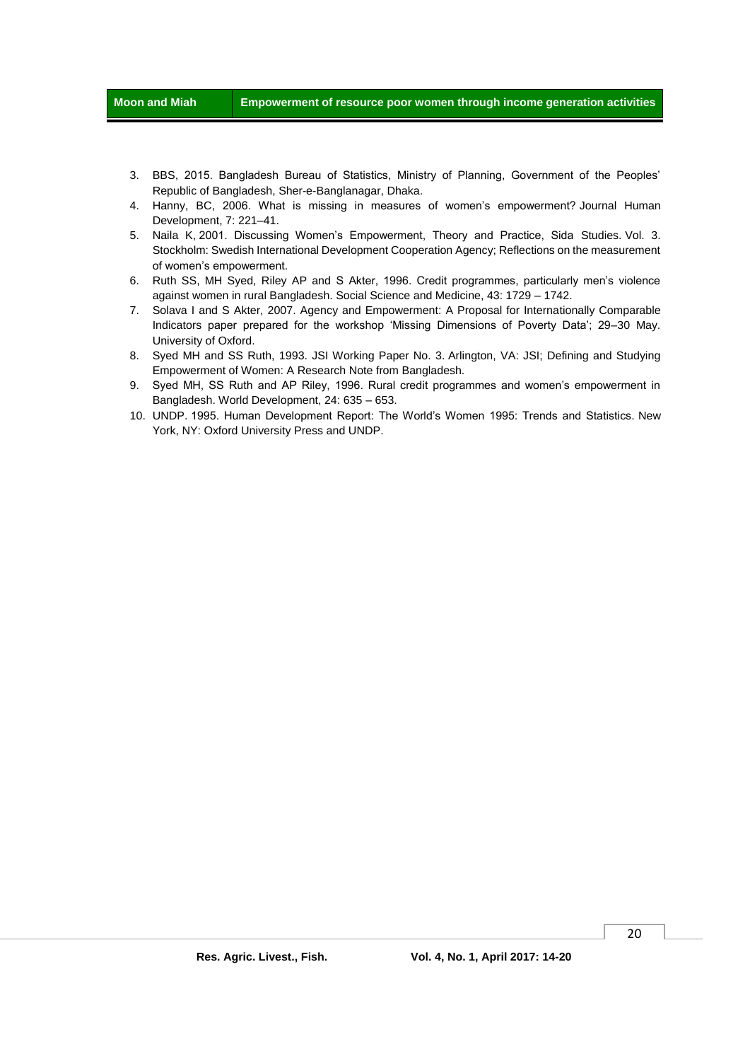3. BBS, 2015. Bangladesh Bureau of Statistics, Ministry of Planning, Government of the Peoples' Republic of Bangladesh, Sher-e-Banglanagar, Dhaka.
4. Hanny, BC, 2006. What is missing in measures of women's empowerment? Journal Human Development, 7: 221–41.
5. Naila K, 2001. Discussing Women's Empowerment, Theory and Practice, Sida Studies. Vol. 3. Stockholm: Swedish International Development Cooperation Agency; Reflections on the measurement of women's empowerment.
6. Ruth SS, MH Syed, Riley AP and S Akter, 1996. Credit programmes, particularly men's violence against women in rural Bangladesh. Social Science and Medicine, 43: 1729 – 1742.
7. Solava I and S Akter, 2007. Agency and Empowerment: A Proposal for Internationally Comparable Indicators paper prepared for the workshop 'Missing Dimensions of Poverty Data'; 29–30 May. University of Oxford.
8. Syed MH and SS Ruth, 1993. JSI Working Paper No. 3. Arlington, VA: JSI; Defining and Studying Empowerment of Women: A Research Note from Bangladesh.
9. Syed MH, SS Ruth and AP Riley, 1996. Rural credit programmes and women's empowerment in Bangladesh. World Development, 24: 635 – 653.
10. UNDP. 1995. Human Development Report: The World's Women 1995: Trends and Statistics. New York, NY: Oxford University Press and UNDP.